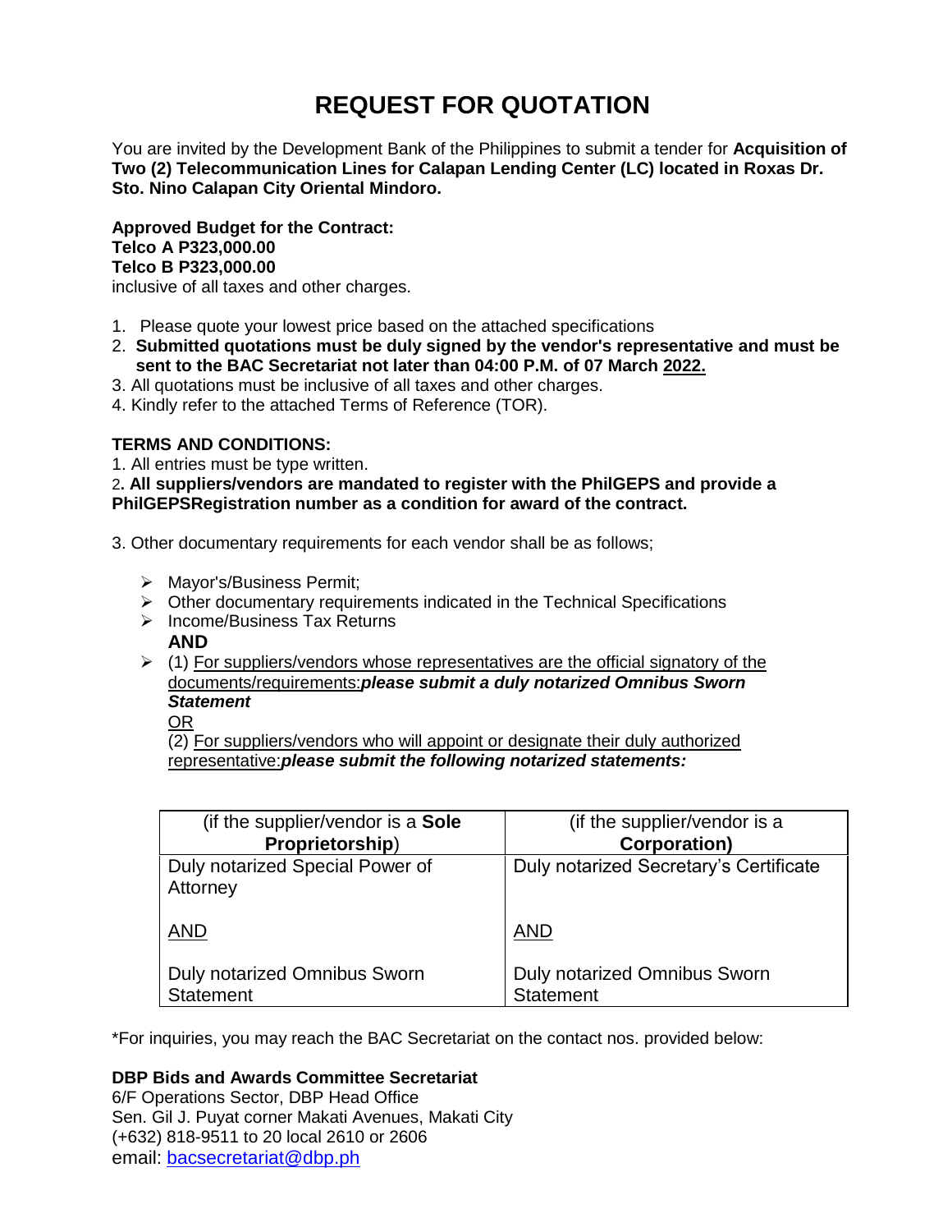# REQUEST FOR QUOTATION

You are invited by the Development Bank of the Philippines to submit a tender for **Acquisition of Two (2) Telecommunication Lines for Calapan Lending Center (LC) located in Roxas Dr. Sto. Nino Calapan City Oriental Mindoro.**

**Approved Budget for the Contract:**
**Telco A P323,000.00**
**Telco B P323,000.00**
inclusive of all taxes and other charges.

1. Please quote your lowest price based on the attached specifications
2. **Submitted quotations must be duly signed by the vendor's representative and must be sent to the BAC Secretariat not later than 04:00 P.M. of 07 March 2022.**
3. All quotations must be inclusive of all taxes and other charges.
4. Kindly refer to the attached Terms of Reference (TOR).

**TERMS AND CONDITIONS:**

1. All entries must be type written.
2. **All suppliers/vendors are mandated to register with the PhilGEPS and provide a PhilGEPSRegistration number as a condition for award of the contract.**
3. Other documentary requirements for each vendor shall be as follows;

- Mayor's/Business Permit;
- Other documentary requirements indicated in the Technical Specifications
- Income/Business Tax Returns

  **AND**

- (1) For suppliers/vendors whose representatives are the official signatory of the documents/requirements:***please submit a duly notarized Omnibus Sworn Statement***

  OR

  (2) For suppliers/vendors who will appoint or designate their duly authorized representative:***please submit the following notarized statements:***

| (if the supplier/vendor is a **Sole Proprietorship**) | (if the supplier/vendor is a **Corporation)** |
|---|---|
| Duly notarized Special Power of Attorney<br><br>AND<br><br>Duly notarized Omnibus Sworn Statement | Duly notarized Secretary's Certificate<br><br>AND<br><br>Duly notarized Omnibus Sworn Statement |

*For inquiries, you may reach the BAC Secretariat on the contact nos. provided below:

**DBP Bids and Awards Committee Secretariat**
6/F Operations Sector, DBP Head Office
Sen. Gil J. Puyat corner Makati Avenues, Makati City
(+632) 818-9511 to 20 local 2610 or 2606
email: bacsecretariat@dbp.ph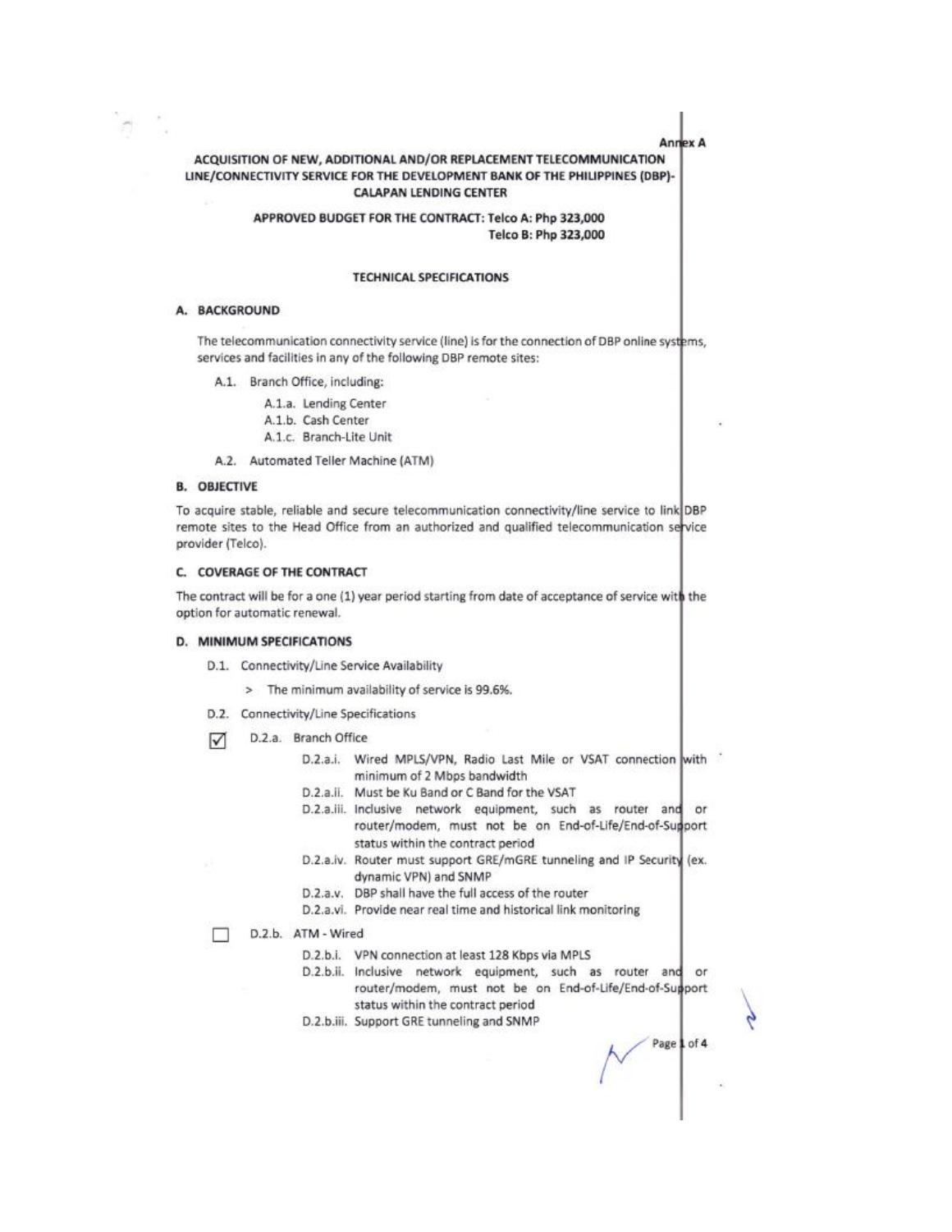Annex A

**ACQUISITION OF NEW, ADDITIONAL AND/OR REPLACEMENT TELECOMMUNICATION LINE/CONNECTIVITY SERVICE FOR THE DEVELOPMENT BANK OF THE PHILIPPINES (DBP)-CALAPAN LENDING CENTER**

**APPROVED BUDGET FOR THE CONTRACT: Telco A: Php 323,000**
**Telco B: Php 323,000**

**TECHNICAL SPECIFICATIONS**

## A. BACKGROUND

The telecommunication connectivity service (line) is for the connection of DBP online systems, services and facilities in any of the following DBP remote sites:

- A.1. Branch Office, including:
  - A.1.a. Lending Center
  - A.1.b. Cash Center
  - A.1.c. Branch-Lite Unit
- A.2. Automated Teller Machine (ATM)

## B. OBJECTIVE

To acquire stable, reliable and secure telecommunication connectivity/line service to link DBP remote sites to the Head Office from an authorized and qualified telecommunication service provider (Telco).

## C. COVERAGE OF THE CONTRACT

The contract will be for a one (1) year period starting from date of acceptance of service with the option for automatic renewal.

## D. MINIMUM SPECIFICATIONS

- D.1. Connectivity/Line Service Availability
  - > The minimum availability of service is 99.6%.
- D.2. Connectivity/Line Specifications

☑ D.2.a. Branch Office

- D.2.a.i. Wired MPLS/VPN, Radio Last Mile or VSAT connection with minimum of 2 Mbps bandwidth
- D.2.a.ii. Must be Ku Band or C Band for the VSAT
- D.2.a.iii. Inclusive network equipment, such as router and or router/modem, must not be on End-of-Life/End-of-Support status within the contract period
- D.2.a.iv. Router must support GRE/mGRE tunneling and IP Security (ex. dynamic VPN) and SNMP
- D.2.a.v. DBP shall have the full access of the router
- D.2.a.vi. Provide near real time and historical link monitoring

☐ D.2.b. ATM - Wired

- D.2.b.i. VPN connection at least 128 Kbps via MPLS
- D.2.b.ii. Inclusive network equipment, such as router and or router/modem, must not be on End-of-Life/End-of-Support status within the contract period
- D.2.b.iii. Support GRE tunneling and SNMP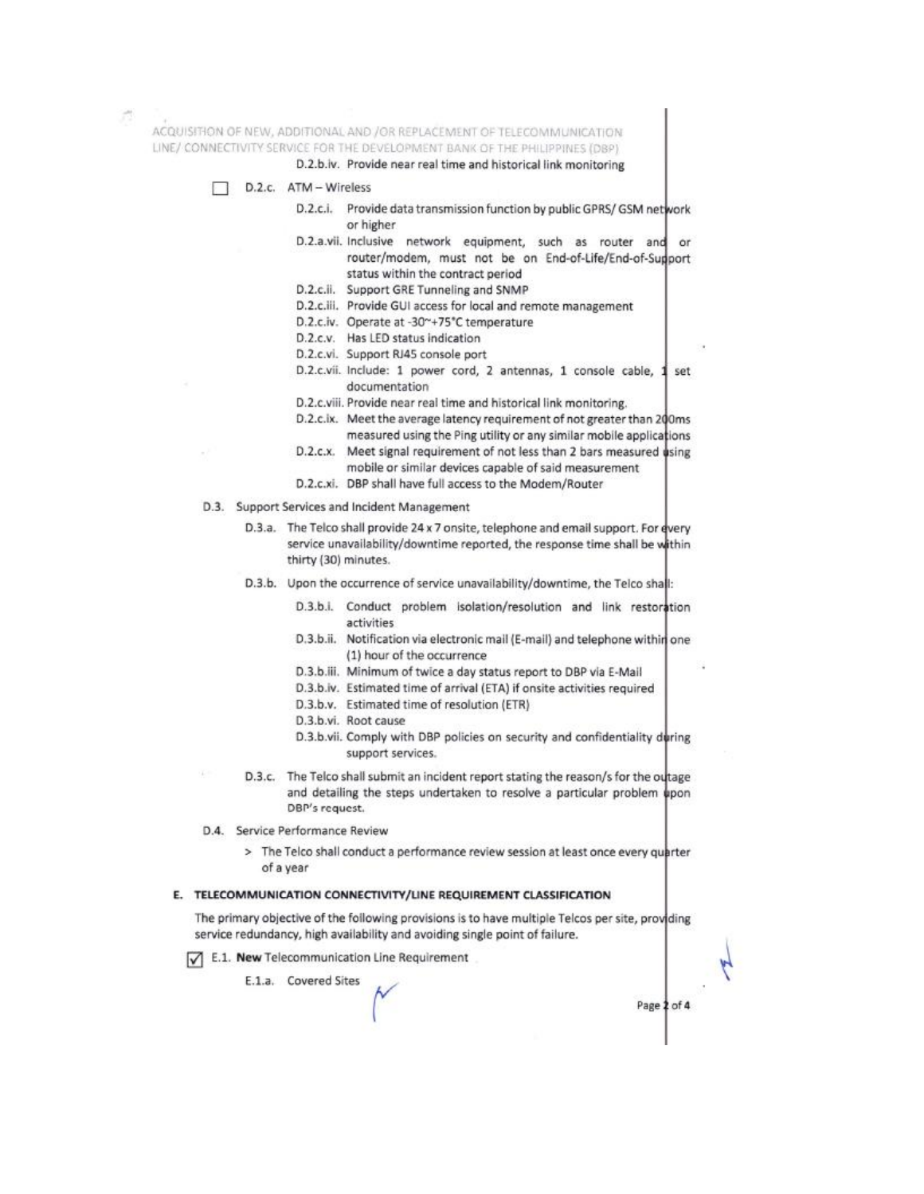D.2.b.iv. Provide near real time and historical link monitoring

☐ D.2.c. ATM – Wireless

- D.2.c.i. Provide data transmission function by public GPRS/ GSM network or higher
- D.2.a.vii. Inclusive network equipment, such as router and or router/modem, must not be on End-of-Life/End-of-Support status within the contract period
- D.2.c.ii. Support GRE Tunneling and SNMP
- D.2.c.iii. Provide GUI access for local and remote management
- D.2.c.iv. Operate at -30~+75°C temperature
- D.2.c.v. Has LED status indication
- D.2.c.vi. Support RJ45 console port
- D.2.c.vii. Include: 1 power cord, 2 antennas, 1 console cable, 1 set documentation
- D.2.c.viii. Provide near real time and historical link monitoring.
- D.2.c.ix. Meet the average latency requirement of not greater than 200ms measured using the Ping utility or any similar mobile applications
- D.2.c.x. Meet signal requirement of not less than 2 bars measured using mobile or similar devices capable of said measurement
- D.2.c.xi. DBP shall have full access to the Modem/Router

D.3. Support Services and Incident Management

- D.3.a. The Telco shall provide 24 x 7 onsite, telephone and email support. For every service unavailability/downtime reported, the response time shall be within thirty (30) minutes.
- D.3.b. Upon the occurrence of service unavailability/downtime, the Telco shall:
  - D.3.b.i. Conduct problem isolation/resolution and link restoration activities
  - D.3.b.ii. Notification via electronic mail (E-mail) and telephone within one (1) hour of the occurrence
  - D.3.b.iii. Minimum of twice a day status report to DBP via E-Mail
  - D.3.b.iv. Estimated time of arrival (ETA) if onsite activities required
  - D.3.b.v. Estimated time of resolution (ETR)
  - D.3.b.vi. Root cause
  - D.3.b.vii. Comply with DBP policies on security and confidentiality during support services.
- D.3.c. The Telco shall submit an incident report stating the reason/s for the outage and detailing the steps undertaken to resolve a particular problem upon DBP's request.

D.4. Service Performance Review

> The Telco shall conduct a performance review session at least once every quarter of a year

## E. TELECOMMUNICATION CONNECTIVITY/LINE REQUIREMENT CLASSIFICATION

The primary objective of the following provisions is to have multiple Telcos per site, providing service redundancy, high availability and avoiding single point of failure.

☑ E.1. **New** Telecommunication Line Requirement

E.1.a. Covered Sites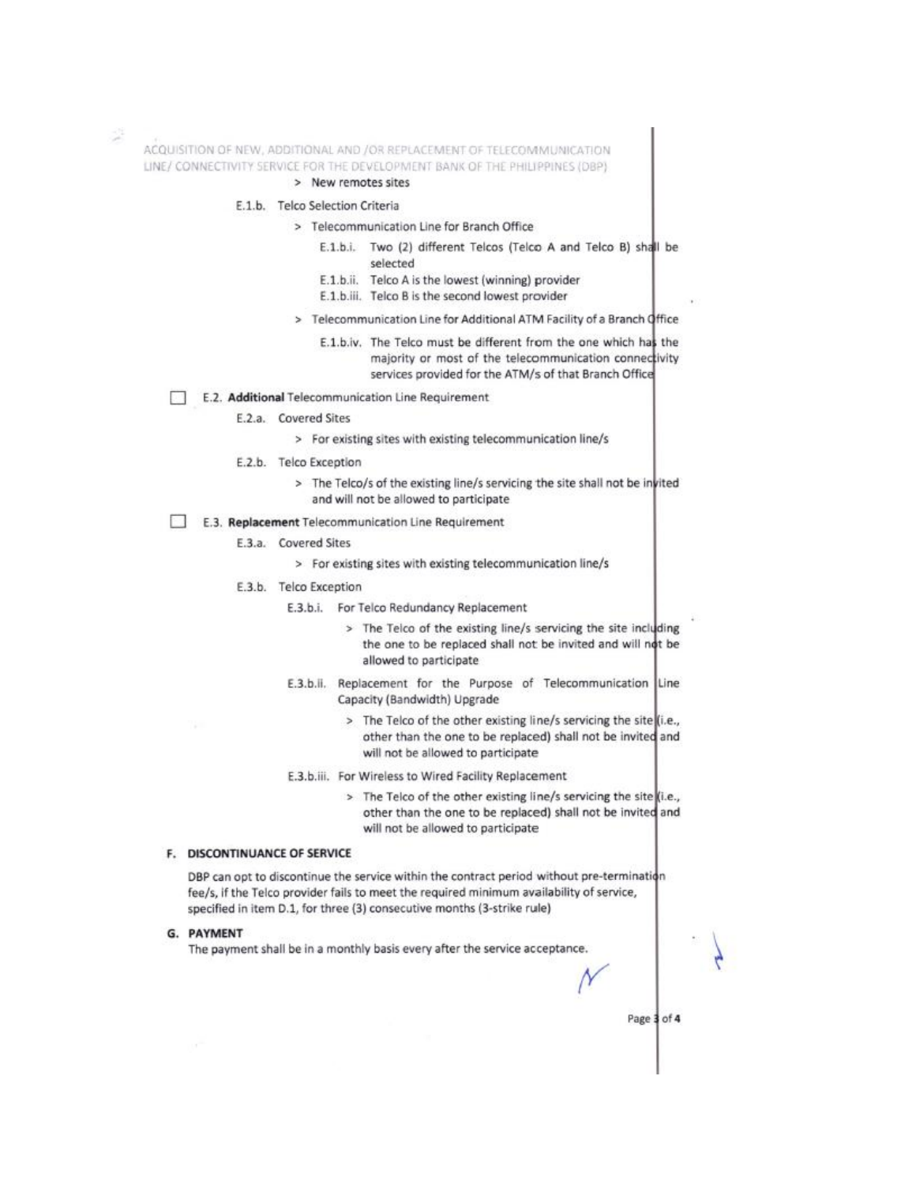> New remotes sites

E.1.b. Telco Selection Criteria

> Telecommunication Line for Branch Office

E.1.b.i. Two (2) different Telcos (Telco A and Telco B) shall be selected

E.1.b.ii. Telco A is the lowest (winning) provider

E.1.b.iii. Telco B is the second lowest provider

> Telecommunication Line for Additional ATM Facility of a Branch Office

E.1.b.iv. The Telco must be different from the one which has the majority or most of the telecommunication connectivity services provided for the ATM/s of that Branch Office

☐ E.2. **Additional** Telecommunication Line Requirement

E.2.a. Covered Sites

> For existing sites with existing telecommunication line/s

E.2.b. Telco Exception

> The Telco/s of the existing line/s servicing the site shall not be invited and will not be allowed to participate

☐ E.3. **Replacement** Telecommunication Line Requirement

E.3.a. Covered Sites

> For existing sites with existing telecommunication line/s

E.3.b. Telco Exception

E.3.b.i. For Telco Redundancy Replacement

> The Telco of the existing line/s servicing the site including the one to be replaced shall not be invited and will not be allowed to participate

E.3.b.ii. Replacement for the Purpose of Telecommunication Line Capacity (Bandwidth) Upgrade

> The Telco of the other existing line/s servicing the site (i.e., other than the one to be replaced) shall not be invited and will not be allowed to participate

E.3.b.iii. For Wireless to Wired Facility Replacement

> The Telco of the other existing line/s servicing the site (i.e., other than the one to be replaced) shall not be invited and will not be allowed to participate

## F. DISCONTINUANCE OF SERVICE

DBP can opt to discontinue the service within the contract period without pre-termination fee/s, if the Telco provider fails to meet the required minimum availability of service, specified in item D.1, for three (3) consecutive months (3-strike rule)

## G. PAYMENT

The payment shall be in a monthly basis every after the service acceptance.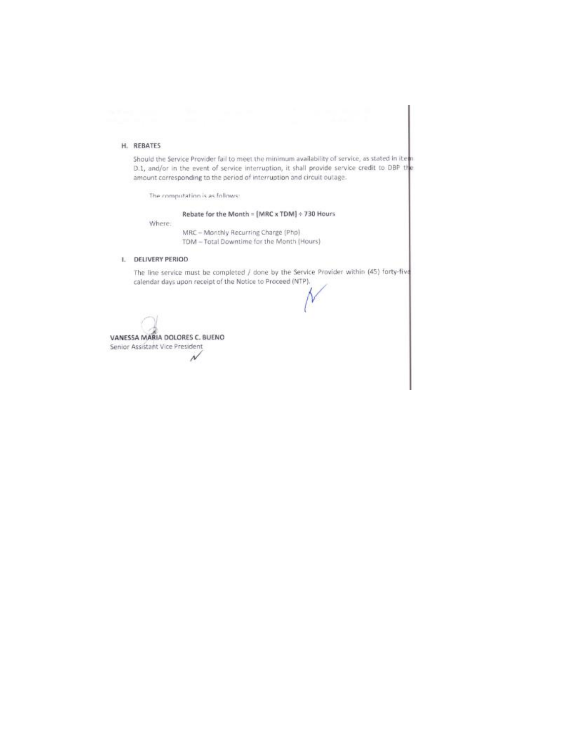## H. REBATES

Should the Service Provider fail to meet the minimum availability of service, as stated in item D.1, and/or in the event of service interruption, it shall provide service credit to DBP the amount corresponding to the period of interruption and circuit outage.

The computation is as follows:

**Rebate for the Month = [MRC x TDM] ÷ 730 Hours**

Where:

MRC – Monthly Recurring Charge (Php)
TDM – Total Downtime for the Month (Hours)

## I. DELIVERY PERIOD

The line service must be completed / done by the Service Provider within (45) forty-five calendar days upon receipt of the Notice to Proceed (NTP).

**VANESSA MARIA DOLORES C. BUENO**
Senior Assistant Vice President